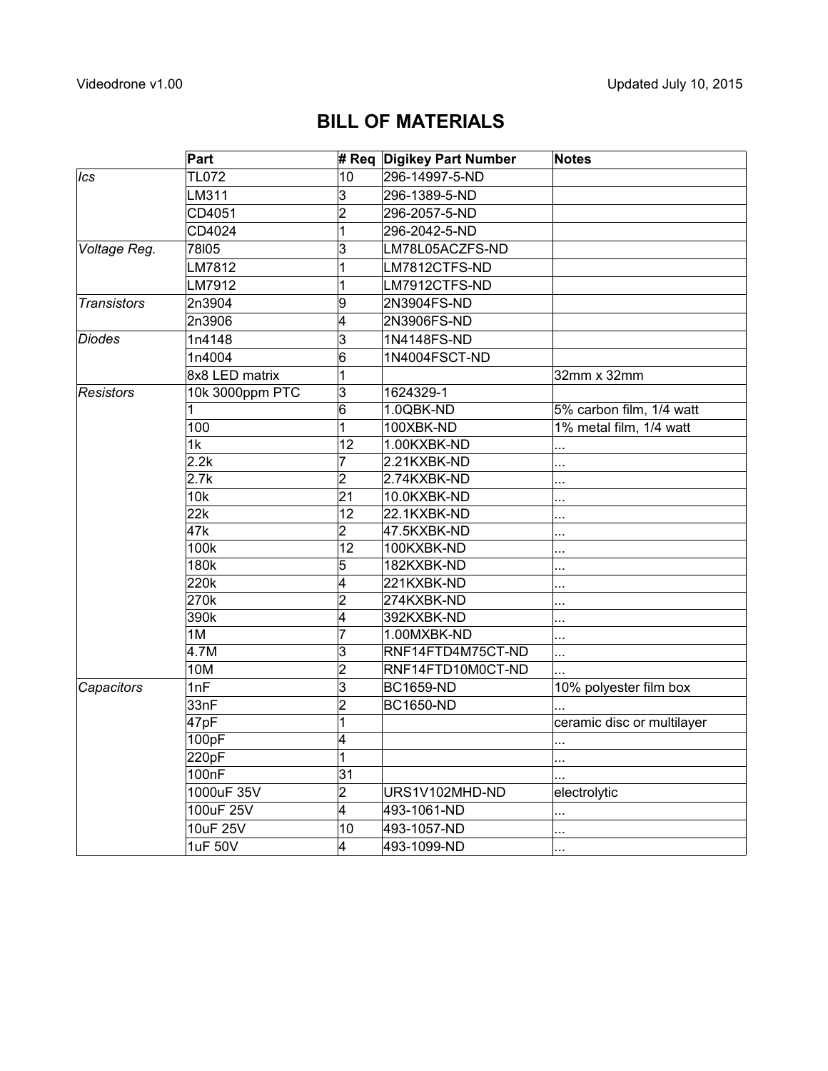Videodrone v1.00 Updated July 10, 2015

# BILL OF MATERIALS

| | Part | # Req | Digikey Part Number | Notes |
|---|---|---|---|---|
| *Ics* | TL072 | 10 | 296-14997-5-ND | |
| | LM311 | 3 | 296-1389-5-ND | |
| | CD4051 | 2 | 296-2057-5-ND | |
| | CD4024 | 1 | 296-2042-5-ND | |
| *Voltage Reg.* | 78l05 | 3 | LM78L05ACZFS-ND | |
| | LM7812 | 1 | LM7812CTFS-ND | |
| | LM7912 | 1 | LM7912CTFS-ND | |
| *Transistors* | 2n3904 | 9 | 2N3904FS-ND | |
| | 2n3906 | 4 | 2N3906FS-ND | |
| *Diodes* | 1n4148 | 3 | 1N4148FS-ND | |
| | 1n4004 | 6 | 1N4004FSCT-ND | |
| | 8x8 LED matrix | 1 | | 32mm x 32mm |
| *Resistors* | 10k 3000ppm PTC | 3 | 1624329-1 | |
| | 1 | 6 | 1.0QBK-ND | 5% carbon film, 1/4 watt |
| | 100 | 1 | 100XBK-ND | 1% metal film, 1/4 watt |
| | 1k | 12 | 1.00KXBK-ND | ... |
| | 2.2k | 7 | 2.21KXBK-ND | ... |
| | 2.7k | 2 | 2.74KXBK-ND | ... |
| | 10k | 21 | 10.0KXBK-ND | ... |
| | 22k | 12 | 22.1KXBK-ND | ... |
| | 47k | 2 | 47.5KXBK-ND | ... |
| | 100k | 12 | 100KXBK-ND | ... |
| | 180k | 5 | 182KXBK-ND | ... |
| | 220k | 4 | 221KXBK-ND | ... |
| | 270k | 2 | 274KXBK-ND | ... |
| | 390k | 4 | 392KXBK-ND | ... |
| | 1M | 7 | 1.00MXBK-ND | ... |
| | 4.7M | 3 | RNF14FTD4M75CT-ND | ... |
| | 10M | 2 | RNF14FTD10M0CT-ND | ... |
| *Capacitors* | 1nF | 3 | BC1659-ND | 10% polyester film box |
| | 33nF | 2 | BC1650-ND | ... |
| | 47pF | 1 | | ceramic disc or multilayer |
| | 100pF | 4 | | ... |
| | 220pF | 1 | | ... |
| | 100nF | 31 | | ... |
| | 1000uF 35V | 2 | URS1V102MHD-ND | electrolytic |
| | 100uF 25V | 4 | 493-1061-ND | ... |
| | 10uF 25V | 10 | 493-1057-ND | ... |
| | 1uF 50V | 4 | 493-1099-ND | ... |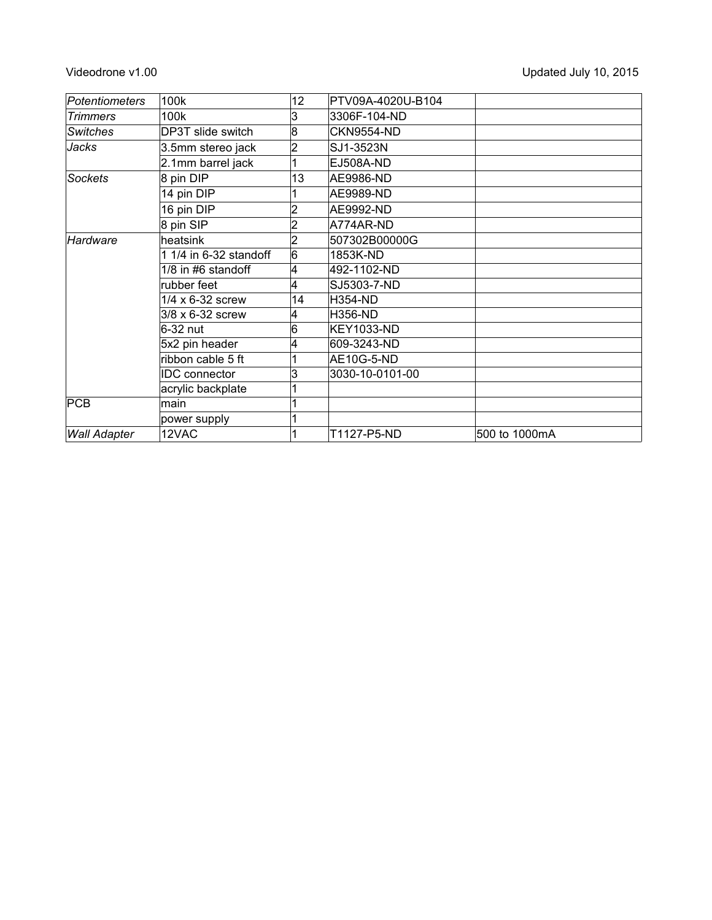| | | | | |
|---|---|---|---|---|
| *Potentiometers* | 100k | 12 | PTV09A-4020U-B104 | |
| *Trimmers* | 100k | 3 | 3306F-104-ND | |
| *Switches* | DP3T slide switch | 8 | CKN9554-ND | |
| *Jacks* | 3.5mm stereo jack | 2 | SJ1-3523N | |
| | 2.1mm barrel jack | 1 | EJ508A-ND | |
| *Sockets* | 8 pin DIP | 13 | AE9986-ND | |
| | 14 pin DIP | 1 | AE9989-ND | |
| | 16 pin DIP | 2 | AE9992-ND | |
| | 8 pin SIP | 2 | A774AR-ND | |
| *Hardware* | heatsink | 2 | 507302B00000G | |
| | 1 1/4 in 6-32 standoff | 6 | 1853K-ND | |
| | 1/8 in #6 standoff | 4 | 492-1102-ND | |
| | rubber feet | 4 | SJ5303-7-ND | |
| | 1/4 x 6-32 screw | 14 | H354-ND | |
| | 3/8 x 6-32 screw | 4 | H356-ND | |
| | 6-32 nut | 6 | KEY1033-ND | |
| | 5x2 pin header | 4 | 609-3243-ND | |
| | ribbon cable 5 ft | 1 | AE10G-5-ND | |
| | IDC connector | 3 | 3030-10-0101-00 | |
| | acrylic backplate | 1 | | |
| PCB | main | 1 | | |
| | power supply | 1 | | |
| *Wall Adapter* | 12VAC | 1 | T1127-P5-ND | 500 to 1000mA |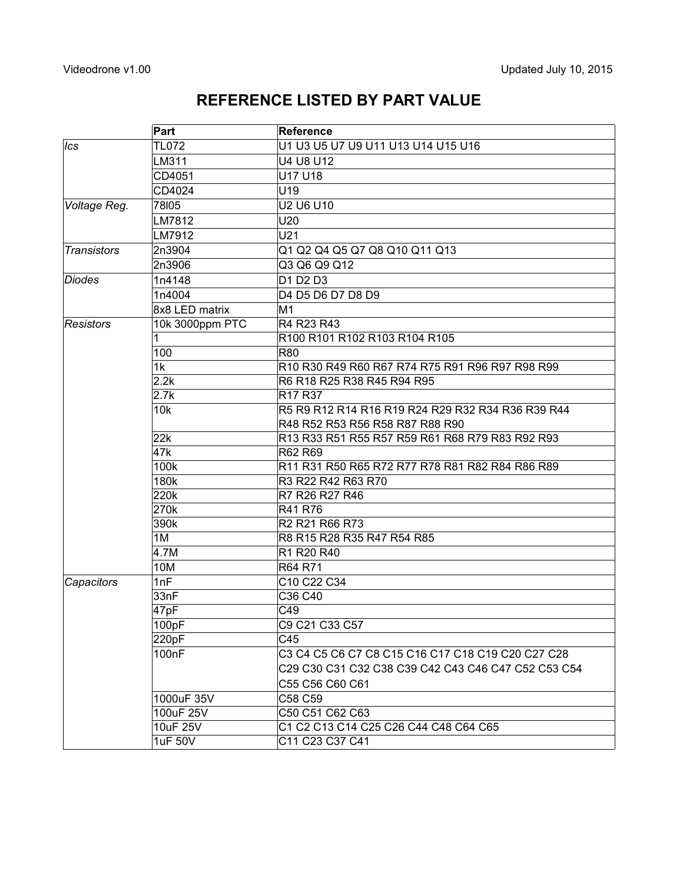Videodrone v1.00 Updated July 10, 2015

# REFERENCE LISTED BY PART VALUE

| | Part | Reference |
|---|---|---|
| *Ics* | TL072 | U1 U3 U5 U7 U9 U11 U13 U14 U15 U16 |
| | LM311 | U4 U8 U12 |
| | CD4051 | U17 U18 |
| | CD4024 | U19 |
| *Voltage Reg.* | 78l05 | U2 U6 U10 |
| | LM7812 | U20 |
| | LM7912 | U21 |
| *Transistors* | 2n3904 | Q1 Q2 Q4 Q5 Q7 Q8 Q10 Q11 Q13 |
| | 2n3906 | Q3 Q6 Q9 Q12 |
| *Diodes* | 1n4148 | D1 D2 D3 |
| | 1n4004 | D4 D5 D6 D7 D8 D9 |
| | 8x8 LED matrix | M1 |
| *Resistors* | 10k 3000ppm PTC | R4 R23 R43 |
| | 1 | R100 R101 R102 R103 R104 R105 |
| | 100 | R80 |
| | 1k | R10 R30 R49 R60 R67 R74 R75 R91 R96 R97 R98 R99 |
| | 2.2k | R6 R18 R25 R38 R45 R94 R95 |
| | 2.7k | R17 R37 |
| | 10k | R5 R9 R12 R14 R16 R19 R24 R29 R32 R34 R36 R39 R44 R48 R52 R53 R56 R58 R87 R88 R90 |
| | 22k | R13 R33 R51 R55 R57 R59 R61 R68 R79 R83 R92 R93 |
| | 47k | R62 R69 |
| | 100k | R11 R31 R50 R65 R72 R77 R78 R81 R82 R84 R86 R89 |
| | 180k | R3 R22 R42 R63 R70 |
| | 220k | R7 R26 R27 R46 |
| | 270k | R41 R76 |
| | 390k | R2 R21 R66 R73 |
| | 1M | R8 R15 R28 R35 R47 R54 R85 |
| | 4.7M | R1 R20 R40 |
| | 10M | R64 R71 |
| *Capacitors* | 1nF | C10 C22 C34 |
| | 33nF | C36 C40 |
| | 47pF | C49 |
| | 100pF | C9 C21 C33 C57 |
| | 220pF | C45 |
| | 100nF | C3 C4 C5 C6 C7 C8 C15 C16 C17 C18 C19 C20 C27 C28 C29 C30 C31 C32 C38 C39 C42 C43 C46 C47 C52 C53 C54 C55 C56 C60 C61 |
| | 1000uF 35V | C58 C59 |
| | 100uF 25V | C50 C51 C62 C63 |
| | 10uF 25V | C1 C2 C13 C14 C25 C26 C44 C48 C64 C65 |
| | 1uF 50V | C11 C23 C37 C41 |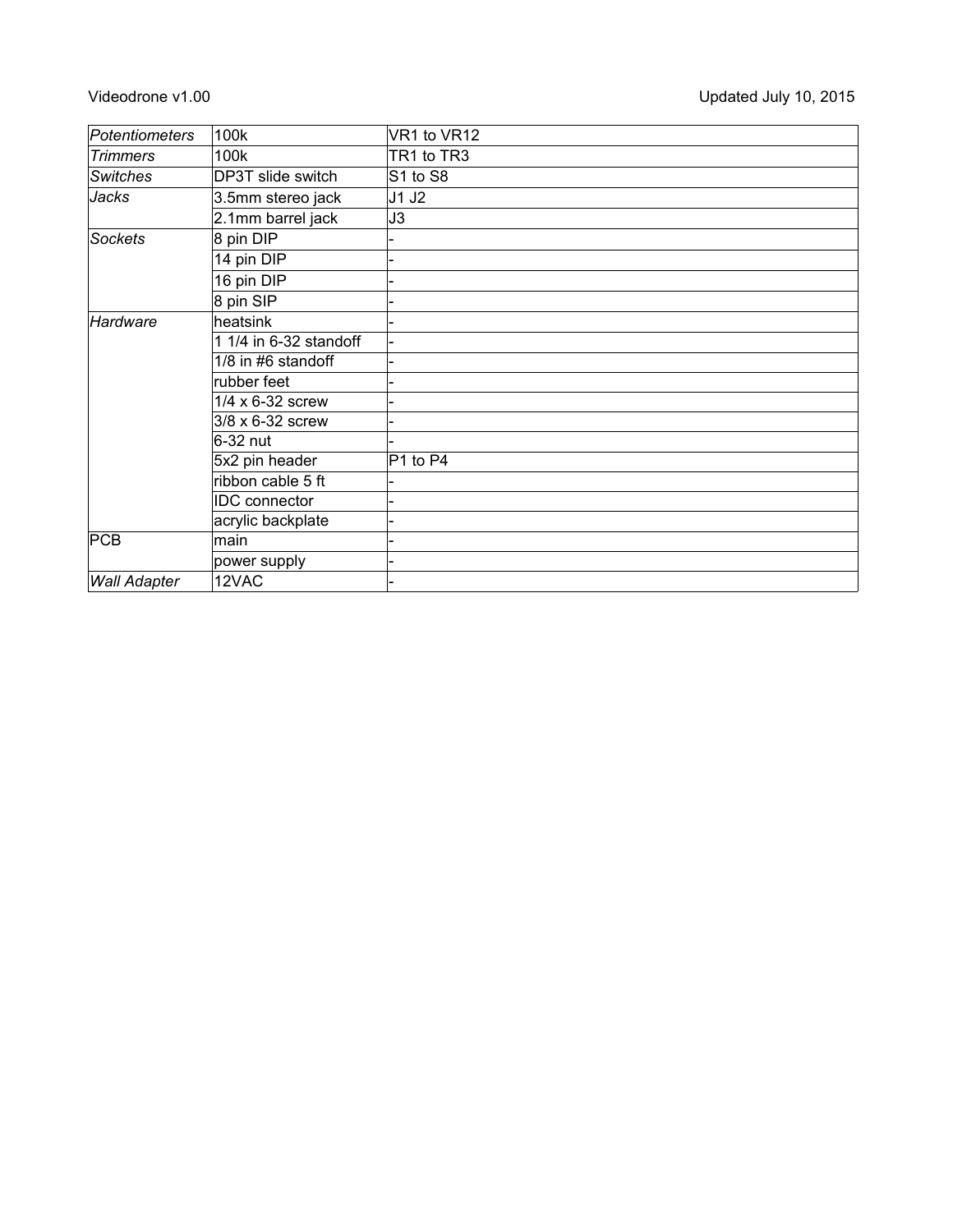| Potentiometers | 100k | VR1 to VR12 |
|---|---|---|
| Trimmers | 100k | TR1 to TR3 |
| Switches | DP3T slide switch | S1 to S8 |
| Jacks | 3.5mm stereo jack | J1 J2 |
| | 2.1mm barrel jack | J3 |
| Sockets | 8 pin DIP | - |
| | 14 pin DIP | - |
| | 16 pin DIP | - |
| | 8 pin SIP | - |
| Hardware | heatsink | - |
| | 1 1/4 in 6-32 standoff | - |
| | 1/8 in #6 standoff | - |
| | rubber feet | - |
| | 1/4 x 6-32 screw | - |
| | 3/8 x 6-32 screw | - |
| | 6-32 nut | - |
| | 5x2 pin header | P1 to P4 |
| | ribbon cable 5 ft | - |
| | IDC connector | - |
| | acrylic backplate | - |
| PCB | main | - |
| | power supply | - |
| Wall Adapter | 12VAC | - |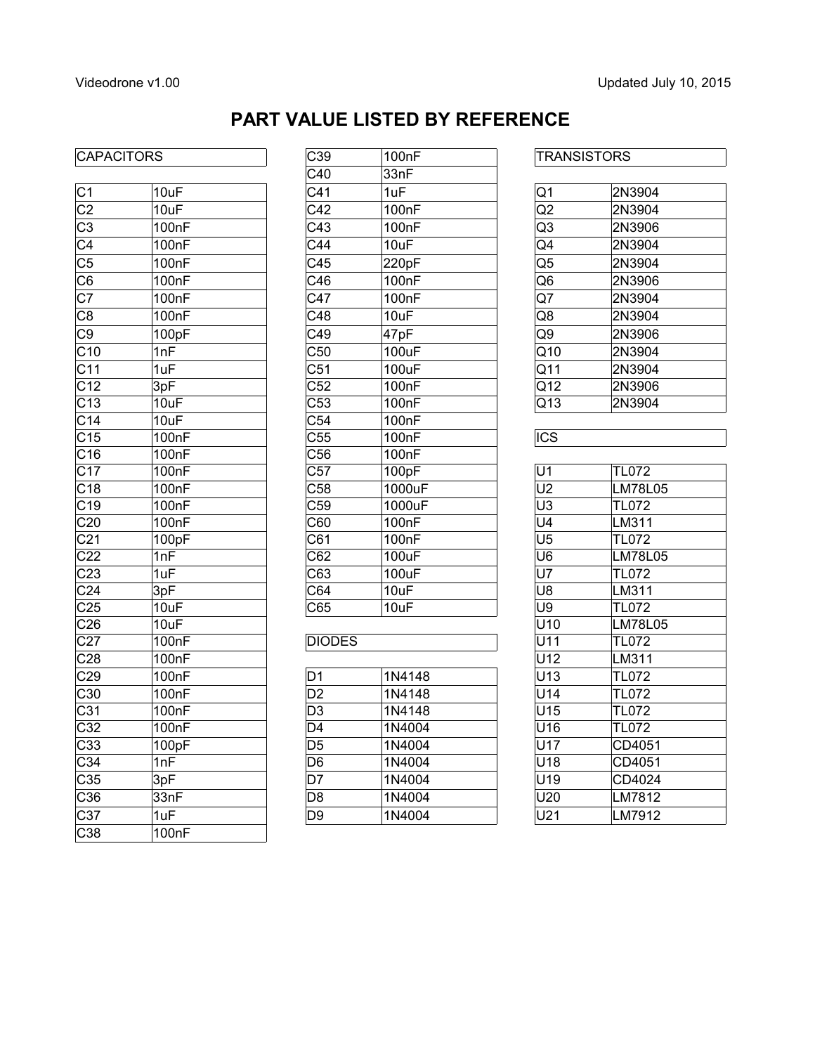# PART VALUE LISTED BY REFERENCE

## CAPACITORS

| Reference | Value |
|---|---|
| C1 | 10uF |
| C2 | 10uF |
| C3 | 100nF |
| C4 | 100nF |
| C5 | 100nF |
| C6 | 100nF |
| C7 | 100nF |
| C8 | 100nF |
| C9 | 100pF |
| C10 | 1nF |
| C11 | 1uF |
| C12 | 3pF |
| C13 | 10uF |
| C14 | 10uF |
| C15 | 100nF |
| C16 | 100nF |
| C17 | 100nF |
| C18 | 100nF |
| C19 | 100nF |
| C20 | 100nF |
| C21 | 100pF |
| C22 | 1nF |
| C23 | 1uF |
| C24 | 3pF |
| C25 | 10uF |
| C26 | 10uF |
| C27 | 100nF |
| C28 | 100nF |
| C29 | 100nF |
| C30 | 100nF |
| C31 | 100nF |
| C32 | 100nF |
| C33 | 100pF |
| C34 | 1nF |
| C35 | 3pF |
| C36 | 33nF |
| C37 | 1uF |
| C38 | 100nF |
| C39 | 100nF |
| C40 | 33nF |
| C41 | 1uF |
| C42 | 100nF |
| C43 | 100nF |
| C44 | 10uF |
| C45 | 220pF |
| C46 | 100nF |
| C47 | 100nF |
| C48 | 10uF |
| C49 | 47pF |
| C50 | 100uF |
| C51 | 100uF |
| C52 | 100nF |
| C53 | 100nF |
| C54 | 100nF |
| C55 | 100nF |
| C56 | 100nF |
| C57 | 100pF |
| C58 | 1000uF |
| C59 | 1000uF |
| C60 | 100nF |
| C61 | 100nF |
| C62 | 100uF |
| C63 | 100uF |
| C64 | 10uF |
| C65 | 10uF |

## DIODES

| Reference | Value |
|---|---|
| D1 | 1N4148 |
| D2 | 1N4148 |
| D3 | 1N4148 |
| D4 | 1N4004 |
| D5 | 1N4004 |
| D6 | 1N4004 |
| D7 | 1N4004 |
| D8 | 1N4004 |
| D9 | 1N4004 |

## TRANSISTORS

| Reference | Value |
|---|---|
| Q1 | 2N3904 |
| Q2 | 2N3904 |
| Q3 | 2N3906 |
| Q4 | 2N3904 |
| Q5 | 2N3904 |
| Q6 | 2N3906 |
| Q7 | 2N3904 |
| Q8 | 2N3904 |
| Q9 | 2N3906 |
| Q10 | 2N3904 |
| Q11 | 2N3904 |
| Q12 | 2N3906 |
| Q13 | 2N3904 |

## ICS

| Reference | Value |
|---|---|
| U1 | TL072 |
| U2 | LM78L05 |
| U3 | TL072 |
| U4 | LM311 |
| U5 | TL072 |
| U6 | LM78L05 |
| U7 | TL072 |
| U8 | LM311 |
| U9 | TL072 |
| U10 | LM78L05 |
| U11 | TL072 |
| U12 | LM311 |
| U13 | TL072 |
| U14 | TL072 |
| U15 | TL072 |
| U16 | TL072 |
| U17 | CD4051 |
| U18 | CD4051 |
| U19 | CD4024 |
| U20 | LM7812 |
| U21 | LM7912 |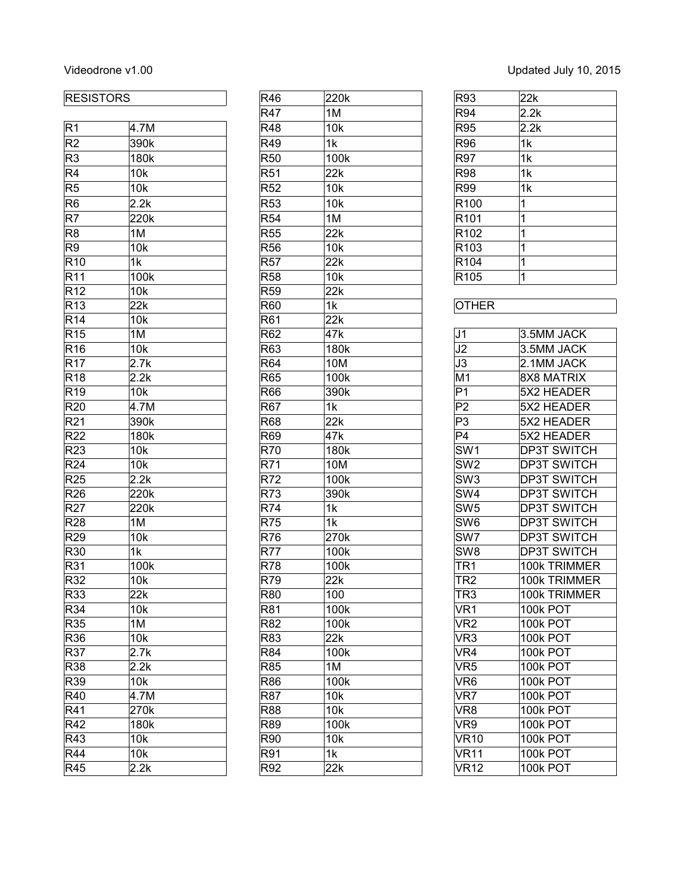Videodrone v1.00

Updated July 10, 2015

## RESISTORS

| | |
|---|---|
| R1 | 4.7M |
| R2 | 390k |
| R3 | 180k |
| R4 | 10k |
| R5 | 10k |
| R6 | 2.2k |
| R7 | 220k |
| R8 | 1M |
| R9 | 10k |
| R10 | 1k |
| R11 | 100k |
| R12 | 10k |
| R13 | 22k |
| R14 | 10k |
| R15 | 1M |
| R16 | 10k |
| R17 | 2.7k |
| R18 | 2.2k |
| R19 | 10k |
| R20 | 4.7M |
| R21 | 390k |
| R22 | 180k |
| R23 | 10k |
| R24 | 10k |
| R25 | 2.2k |
| R26 | 220k |
| R27 | 220k |
| R28 | 1M |
| R29 | 10k |
| R30 | 1k |
| R31 | 100k |
| R32 | 10k |
| R33 | 22k |
| R34 | 10k |
| R35 | 1M |
| R36 | 10k |
| R37 | 2.7k |
| R38 | 2.2k |
| R39 | 10k |
| R40 | 4.7M |
| R41 | 270k |
| R42 | 180k |
| R43 | 10k |
| R44 | 10k |
| R45 | 2.2k |
| R46 | 220k |
| R47 | 1M |
| R48 | 10k |
| R49 | 1k |
| R50 | 100k |
| R51 | 22k |
| R52 | 10k |
| R53 | 10k |
| R54 | 1M |
| R55 | 22k |
| R56 | 10k |
| R57 | 22k |
| R58 | 10k |
| R59 | 22k |
| R60 | 1k |
| R61 | 22k |
| R62 | 47k |
| R63 | 180k |
| R64 | 10M |
| R65 | 100k |
| R66 | 390k |
| R67 | 1k |
| R68 | 22k |
| R69 | 47k |
| R70 | 180k |
| R71 | 10M |
| R72 | 100k |
| R73 | 390k |
| R74 | 1k |
| R75 | 1k |
| R76 | 270k |
| R77 | 100k |
| R78 | 100k |
| R79 | 22k |
| R80 | 100 |
| R81 | 100k |
| R82 | 100k |
| R83 | 22k |
| R84 | 100k |
| R85 | 1M |
| R86 | 100k |
| R87 | 10k |
| R88 | 10k |
| R89 | 100k |
| R90 | 10k |
| R91 | 1k |
| R92 | 22k |
| R93 | 22k |
| R94 | 2.2k |
| R95 | 2.2k |
| R96 | 1k |
| R97 | 1k |
| R98 | 1k |
| R99 | 1k |
| R100 | 1 |
| R101 | 1 |
| R102 | 1 |
| R103 | 1 |
| R104 | 1 |
| R105 | 1 |

## OTHER

| | |
|---|---|
| J1 | 3.5MM JACK |
| J2 | 3.5MM JACK |
| J3 | 2.1MM JACK |
| M1 | 8X8 MATRIX |
| P1 | 5X2 HEADER |
| P2 | 5X2 HEADER |
| P3 | 5X2 HEADER |
| P4 | 5X2 HEADER |
| SW1 | DP3T SWITCH |
| SW2 | DP3T SWITCH |
| SW3 | DP3T SWITCH |
| SW4 | DP3T SWITCH |
| SW5 | DP3T SWITCH |
| SW6 | DP3T SWITCH |
| SW7 | DP3T SWITCH |
| SW8 | DP3T SWITCH |
| TR1 | 100k TRIMMER |
| TR2 | 100k TRIMMER |
| TR3 | 100k TRIMMER |
| VR1 | 100k POT |
| VR2 | 100k POT |
| VR3 | 100k POT |
| VR4 | 100k POT |
| VR5 | 100k POT |
| VR6 | 100k POT |
| VR7 | 100k POT |
| VR8 | 100k POT |
| VR9 | 100k POT |
| VR10 | 100k POT |
| VR11 | 100k POT |
| VR12 | 100k POT |